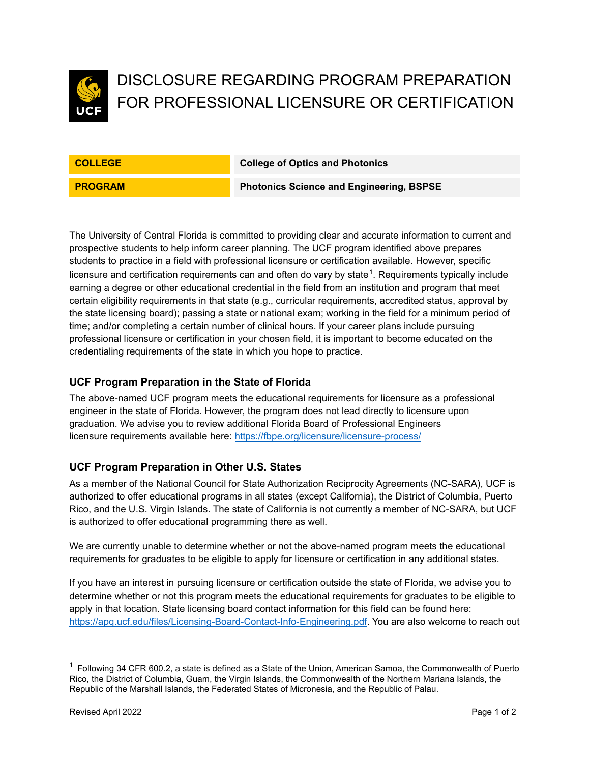# DISCLOSURE REGARDING PROGRAM PREPARATION FOR PROFESSIONAL LICENSURE OR CERTIFICATION

| **COLLEGE** | **College of Optics and Photonics** |
|---|---|
| **PROGRAM** | **Photonics Science and Engineering, BSPSE** |

The University of Central Florida is committed to providing clear and accurate information to current and prospective students to help inform career planning. The UCF program identified above prepares students to practice in a field with professional licensure or certification available. However, specific licensure and certification requirements can and often do vary by state[1]. Requirements typically include earning a degree or other educational credential in the field from an institution and program that meet certain eligibility requirements in that state (e.g., curricular requirements, accredited status, approval by the state licensing board); passing a state or national exam; working in the field for a minimum period of time; and/or completing a certain number of clinical hours. If your career plans include pursuing professional licensure or certification in your chosen field, it is important to become educated on the credentialing requirements of the state in which you hope to practice.

### UCF Program Preparation in the State of Florida

The above-named UCF program meets the educational requirements for licensure as a professional engineer in the state of Florida. However, the program does not lead directly to licensure upon graduation. We advise you to review additional Florida Board of Professional Engineers licensure requirements available here: https://fbpe.org/licensure/licensure-process/

### UCF Program Preparation in Other U.S. States

As a member of the National Council for State Authorization Reciprocity Agreements (NC-SARA), UCF is authorized to offer educational programs in all states (except California), the District of Columbia, Puerto Rico, and the U.S. Virgin Islands. The state of California is not currently a member of NC-SARA, but UCF is authorized to offer educational programming there as well.

We are currently unable to determine whether or not the above-named program meets the educational requirements for graduates to be eligible to apply for licensure or certification in any additional states.

If you have an interest in pursuing licensure or certification outside the state of Florida, we advise you to determine whether or not this program meets the educational requirements for graduates to be eligible to apply in that location. State licensing board contact information for this field can be found here: https://apq.ucf.edu/files/Licensing-Board-Contact-Info-Engineering.pdf. You are also welcome to reach out

---

[1] Following 34 CFR 600.2, a state is defined as a State of the Union, American Samoa, the Commonwealth of Puerto Rico, the District of Columbia, Guam, the Virgin Islands, the Commonwealth of the Northern Mariana Islands, the Republic of the Marshall Islands, the Federated States of Micronesia, and the Republic of Palau.

Revised April 2022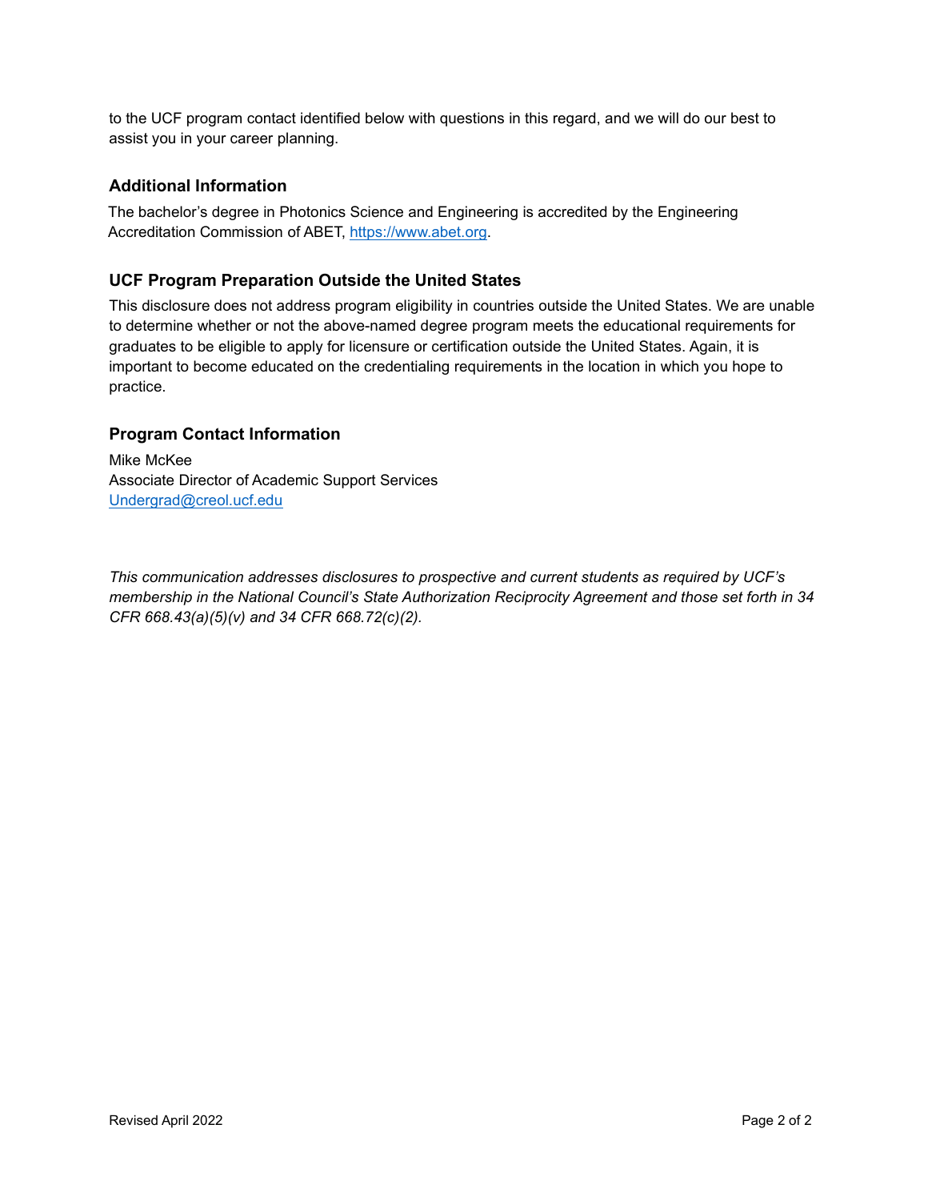to the UCF program contact identified below with questions in this regard, and we will do our best to assist you in your career planning.

## Additional Information

The bachelor's degree in Photonics Science and Engineering is accredited by the Engineering Accreditation Commission of ABET, https://www.abet.org.

## UCF Program Preparation Outside the United States

This disclosure does not address program eligibility in countries outside the United States. We are unable to determine whether or not the above-named degree program meets the educational requirements for graduates to be eligible to apply for licensure or certification outside the United States. Again, it is important to become educated on the credentialing requirements in the location in which you hope to practice.

## Program Contact Information

Mike McKee
Associate Director of Academic Support Services
Undergrad@creol.ucf.edu

*This communication addresses disclosures to prospective and current students as required by UCF's membership in the National Council's State Authorization Reciprocity Agreement and those set forth in 34 CFR 668.43(a)(5)(v) and 34 CFR 668.72(c)(2).*

Revised April 2022